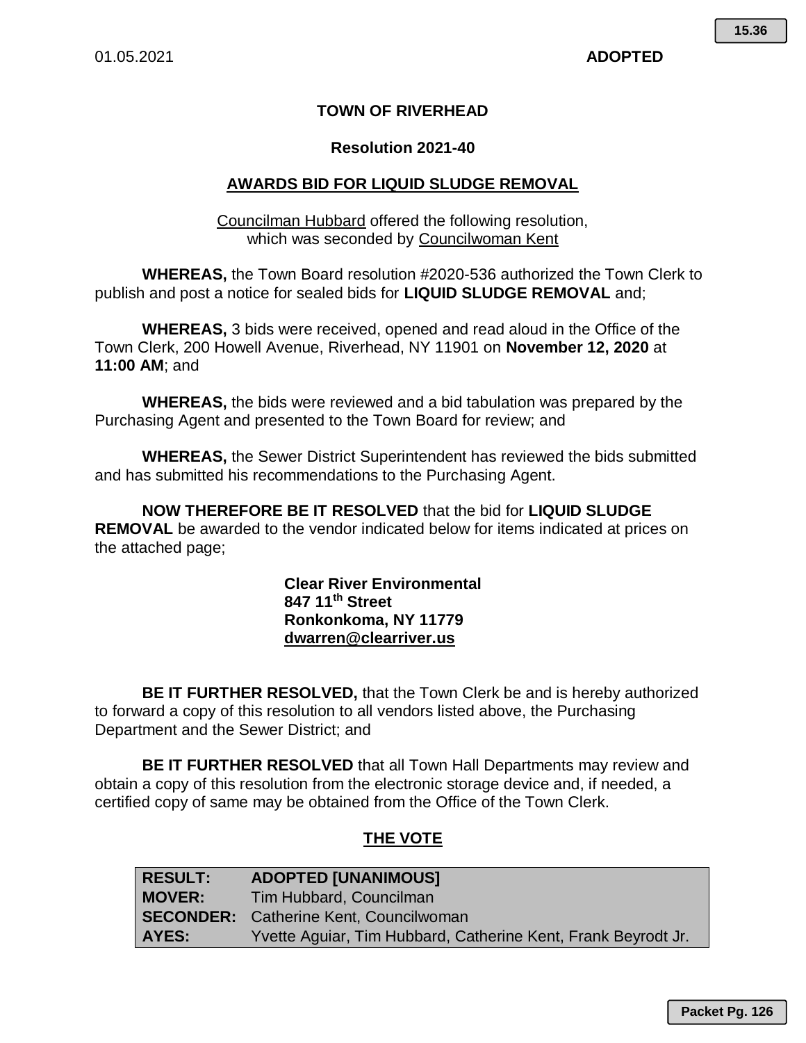01.05.2021 **ADOPTED**

**TOWN OF RIVERHEAD**

**Resolution 2021-40**

**AWARDS BID FOR LIQUID SLUDGE REMOVAL**

Councilman Hubbard offered the following resolution,
which was seconded by Councilwoman Kent

**WHEREAS,** the Town Board resolution #2020-536 authorized the Town Clerk to publish and post a notice for sealed bids for **LIQUID SLUDGE REMOVAL** and;

**WHEREAS,** 3 bids were received, opened and read aloud in the Office of the Town Clerk, 200 Howell Avenue, Riverhead, NY 11901 on **November 12, 2020** at **11:00 AM**; and

**WHEREAS,** the bids were reviewed and a bid tabulation was prepared by the Purchasing Agent and presented to the Town Board for review; and

**WHEREAS,** the Sewer District Superintendent has reviewed the bids submitted and has submitted his recommendations to the Purchasing Agent.

**NOW THEREFORE BE IT RESOLVED** that the bid for **LIQUID SLUDGE REMOVAL** be awarded to the vendor indicated below for items indicated at prices on the attached page;

**Clear River Environmental**
**847 11th Street**
**Ronkonkoma, NY 11779**
**dwarren@clearriver.us**

**BE IT FURTHER RESOLVED,** that the Town Clerk be and is hereby authorized to forward a copy of this resolution to all vendors listed above, the Purchasing Department and the Sewer District; and

**BE IT FURTHER RESOLVED** that all Town Hall Departments may review and obtain a copy of this resolution from the electronic storage device and, if needed, a certified copy of same may be obtained from the Office of the Town Clerk.

**THE VOTE**

| **RESULT:** | **ADOPTED [UNANIMOUS]** |
|---|---|
| **MOVER:** | Tim Hubbard, Councilman |
| **SECONDER:** | Catherine Kent, Councilwoman |
| **AYES:** | Yvette Aguiar, Tim Hubbard, Catherine Kent, Frank Beyrodt Jr. |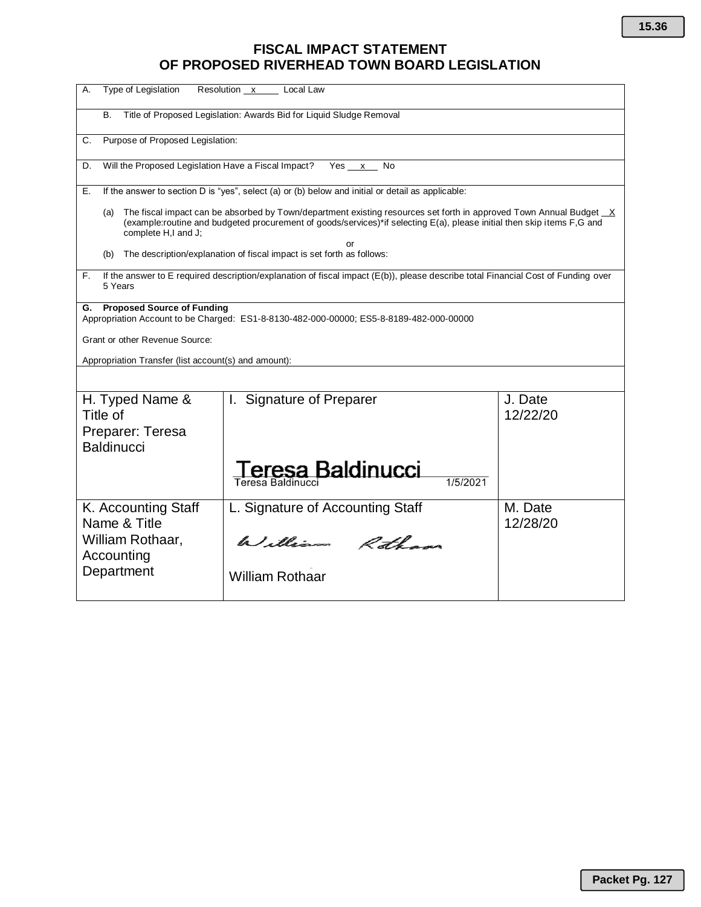# FISCAL IMPACT STATEMENT
# OF PROPOSED RIVERHEAD TOWN BOARD LEGISLATION

A. Type of Legislation Resolution \_\_x\_\_\_\_ Local Law

B. Title of Proposed Legislation: Awards Bid for Liquid Sludge Removal

C. Purpose of Proposed Legislation:

D. Will the Proposed Legislation Have a Fiscal Impact? Yes \_\_x\_\_ No

E. If the answer to section D is "yes", select (a) or (b) below and initial or detail as applicable:

(a) The fiscal impact can be absorbed by Town/department existing resources set forth in approved Town Annual Budget \_\_X (example:routine and budgeted procurement of goods/services)*if selecting E(a), please initial then skip items F,G and complete H,I and J;

or

(b) The description/explanation of fiscal impact is set forth as follows:

F. If the answer to E required description/explanation of fiscal impact (E(b)), please describe total Financial Cost of Funding over 5 Years

**G. Proposed Source of Funding**

Appropriation Account to be Charged: ES1-8-8130-482-000-00000; ES5-8-8189-482-000-00000

Grant or other Revenue Source:

Appropriation Transfer (list account(s) and amount):

| H. Typed Name & Title of Preparer: Teresa Baldinucci | I. Signature of Preparer<br>Teresa Baldinucci<br>Teresa Baldinucci 1/5/2021 | J. Date<br>12/22/20 |
|---|---|---|
| K. Accounting Staff Name & Title<br>William Rothaar, Accounting Department | L. Signature of Accounting Staff<br>William Rothaar<br>William Rothaar | M. Date<br>12/28/20 |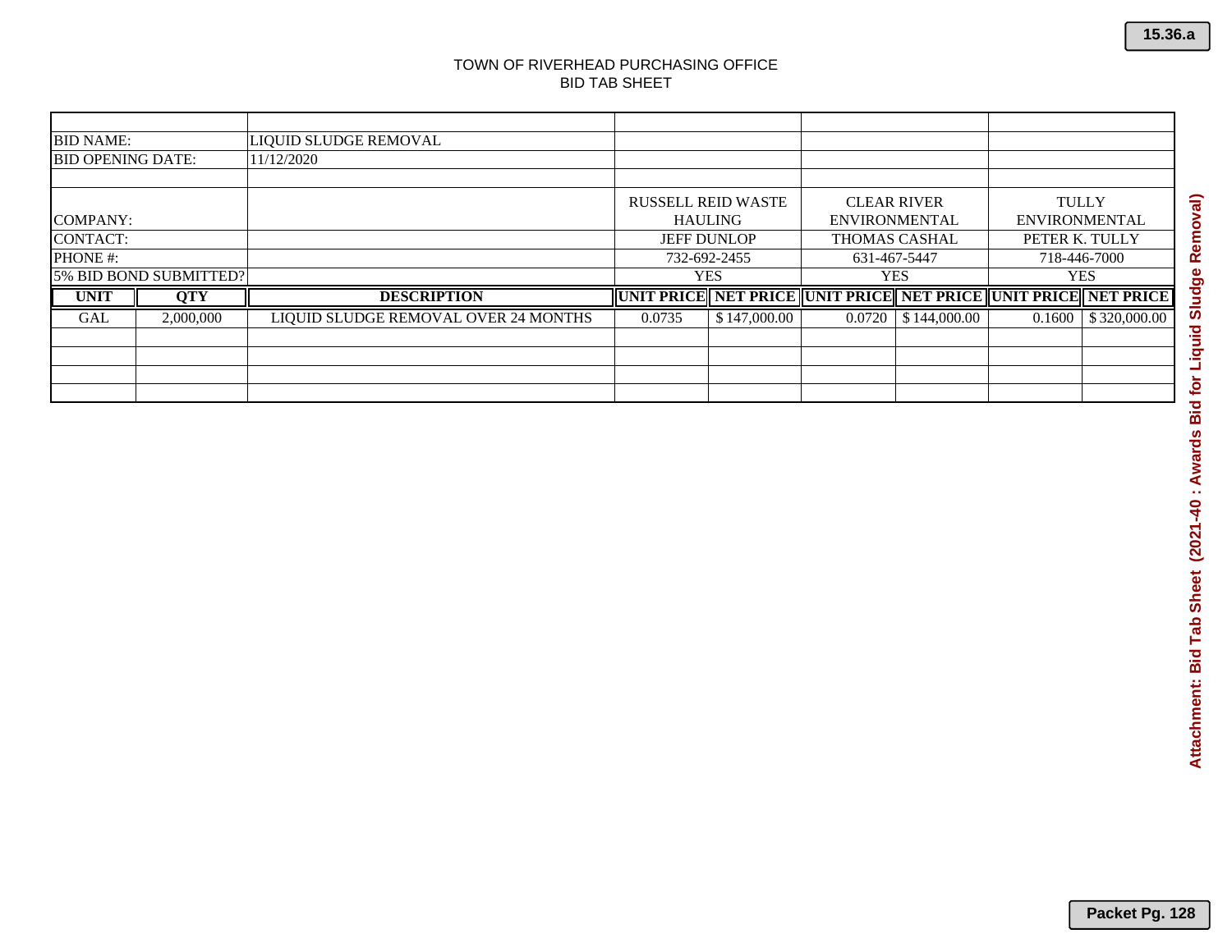TOWN OF RIVERHEAD PURCHASING OFFICE
BID TAB SHEET

| | | | | | | | | |
|---|---|---|---|---|---|---|---|---|
| BID NAME: | | LIQUID SLUDGE REMOVAL | | | | | | |
| BID OPENING DATE: | | 11/12/2020 | | | | | | |
| COMPANY: | | | RUSSELL REID WASTE HAULING | | CLEAR RIVER ENVIRONMENTAL | | TULLY ENVIRONMENTAL | |
| CONTACT: | | | JEFF DUNLOP | | THOMAS CASHAL | | PETER K. TULLY | |
| PHONE #: | | | 732-692-2455 | | 631-467-5447 | | 718-446-7000 | |
| 5% BID BOND SUBMITTED? | | | YES | | YES | | YES | |
| **UNIT** | **QTY** | **DESCRIPTION** | **UNIT PRICE** | **NET PRICE** | **UNIT PRICE** | **NET PRICE** | **UNIT PRICE** | **NET PRICE** |
| GAL | 2,000,000 | LIQUID SLUDGE REMOVAL OVER 24 MONTHS | 0.0735 | $ 147,000.00 | 0.0720 | $ 144,000.00 | 0.1600 | $ 320,000.00 |

Attachment: Bid Tab Sheet (2021-40 : Awards Bid for Liquid Sludge Removal)